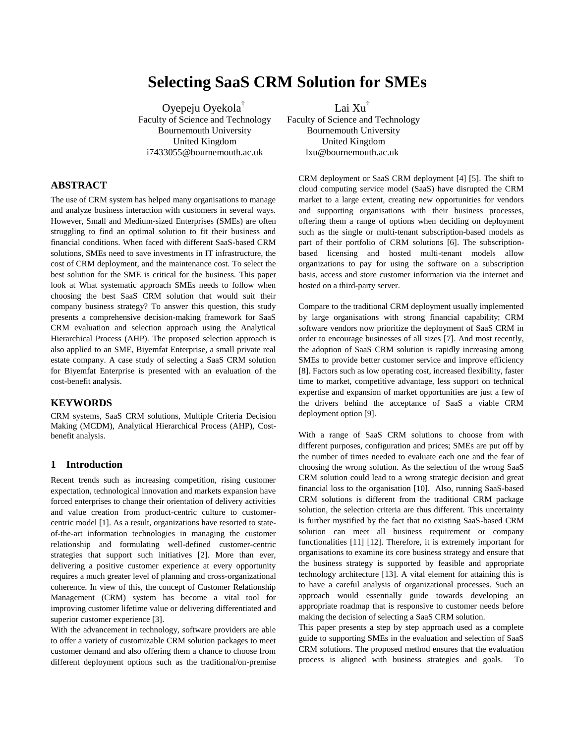# Selecting SaaS CRM Solution for SMEs

Oyepeju Oyekola[†]
Faculty of Science and Technology
Bournemouth University
United Kingdom
i7433055@bournemouth.ac.uk

Lai Xu[†]
Faculty of Science and Technology
Bournemouth University
United Kingdom
lxu@bournemouth.ac.uk

## ABSTRACT

The use of CRM system has helped many organisations to manage and analyze business interaction with customers in several ways. However, Small and Medium-sized Enterprises (SMEs) are often struggling to find an optimal solution to fit their business and financial conditions. When faced with different SaaS-based CRM solutions, SMEs need to save investments in IT infrastructure, the cost of CRM deployment, and the maintenance cost. To select the best solution for the SME is critical for the business. This paper look at What systematic approach SMEs needs to follow when choosing the best SaaS CRM solution that would suit their company business strategy? To answer this question, this study presents a comprehensive decision-making framework for SaaS CRM evaluation and selection approach using the Analytical Hierarchical Process (AHP). The proposed selection approach is also applied to an SME, Biyemfat Enterprise, a small private real estate company. A case study of selecting a SaaS CRM solution for Biyemfat Enterprise is presented with an evaluation of the cost-benefit analysis.

## KEYWORDS

CRM systems, SaaS CRM solutions, Multiple Criteria Decision Making (MCDM), Analytical Hierarchical Process (AHP), Cost-benefit analysis.

## 1 Introduction

Recent trends such as increasing competition, rising customer expectation, technological innovation and markets expansion have forced enterprises to change their orientation of delivery activities and value creation from product-centric culture to customer-centric model [1]. As a result, organizations have resorted to state-of-the-art information technologies in managing the customer relationship and formulating well-defined customer-centric strategies that support such initiatives [2]. More than ever, delivering a positive customer experience at every opportunity requires a much greater level of planning and cross-organizational coherence. In view of this, the concept of Customer Relationship Management (CRM) system has become a vital tool for improving customer lifetime value or delivering differentiated and superior customer experience [3].

With the advancement in technology, software providers are able to offer a variety of customizable CRM solution packages to meet customer demand and also offering them a chance to choose from different deployment options such as the traditional/on-premise CRM deployment or SaaS CRM deployment [4] [5]. The shift to cloud computing service model (SaaS) have disrupted the CRM market to a large extent, creating new opportunities for vendors and supporting organisations with their business processes, offering them a range of options when deciding on deployment such as the single or multi-tenant subscription-based models as part of their portfolio of CRM solutions [6]. The subscription-based licensing and hosted multi-tenant models allow organizations to pay for using the software on a subscription basis, access and store customer information via the internet and hosted on a third-party server.

Compare to the traditional CRM deployment usually implemented by large organisations with strong financial capability; CRM software vendors now prioritize the deployment of SaaS CRM in order to encourage businesses of all sizes [7]. And most recently, the adoption of SaaS CRM solution is rapidly increasing among SMEs to provide better customer service and improve efficiency [8]. Factors such as low operating cost, increased flexibility, faster time to market, competitive advantage, less support on technical expertise and expansion of market opportunities are just a few of the drivers behind the acceptance of SaaS a viable CRM deployment option [9].

With a range of SaaS CRM solutions to choose from with different purposes, configuration and prices; SMEs are put off by the number of times needed to evaluate each one and the fear of choosing the wrong solution. As the selection of the wrong SaaS CRM solution could lead to a wrong strategic decision and great financial loss to the organisation [10]. Also, running SaaS-based CRM solutions is different from the traditional CRM package solution, the selection criteria are thus different. This uncertainty is further mystified by the fact that no existing SaaS-based CRM solution can meet all business requirement or company functionalities [11] [12]. Therefore, it is extremely important for organisations to examine its core business strategy and ensure that the business strategy is supported by feasible and appropriate technology architecture [13]. A vital element for attaining this is to have a careful analysis of organizational processes. Such an approach would essentially guide towards developing an appropriate roadmap that is responsive to customer needs before making the decision of selecting a SaaS CRM solution.

This paper presents a step by step approach used as a complete guide to supporting SMEs in the evaluation and selection of SaaS CRM solutions. The proposed method ensures that the evaluation process is aligned with business strategies and goals. To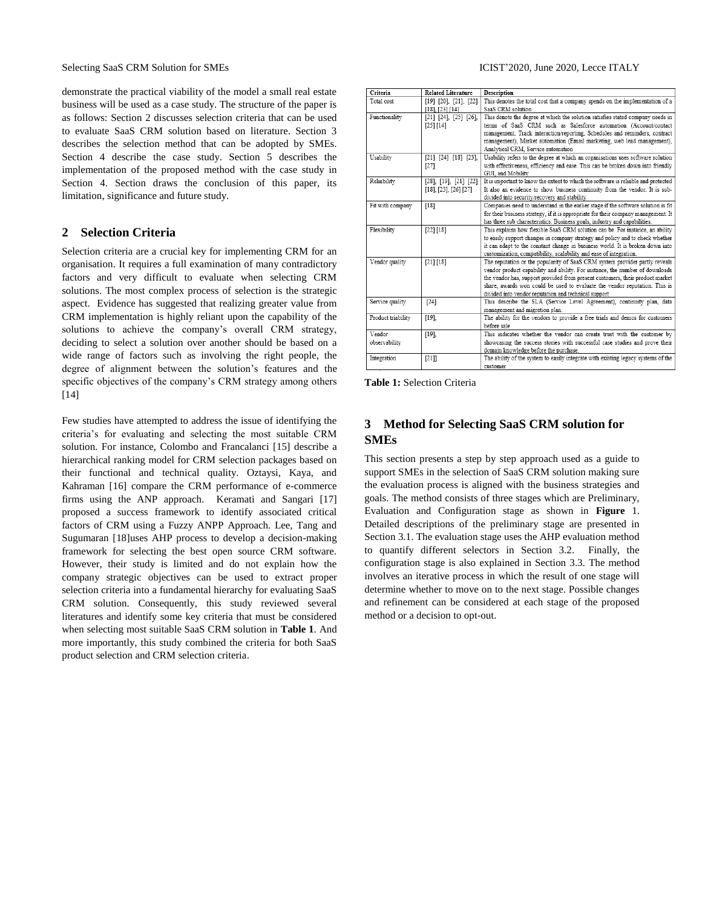demonstrate the practical viability of the model a small real estate business will be used as a case study. The structure of the paper is as follows: Section 2 discusses selection criteria that can be used to evaluate SaaS CRM solution based on literature. Section 3 describes the selection method that can be adopted by SMEs. Section 4 describe the case study. Section 5 describes the implementation of the proposed method with the case study in Section 4. Section draws the conclusion of this paper, its limitation, significance and future study.

## 2 Selection Criteria

Selection criteria are a crucial key for implementing CRM for an organisation. It requires a full examination of many contradictory factors and very difficult to evaluate when selecting CRM solutions. The most complex process of selection is the strategic aspect. Evidence has suggested that realizing greater value from CRM implementation is highly reliant upon the capability of the solutions to achieve the company's overall CRM strategy, deciding to select a solution over another should be based on a wide range of factors such as involving the right people, the degree of alignment between the solution's features and the specific objectives of the company's CRM strategy among others [14]

Few studies have attempted to address the issue of identifying the criteria's for evaluating and selecting the most suitable CRM solution. For instance, Colombo and Francalanci [15] describe a hierarchical ranking model for CRM selection packages based on their functional and technical quality. Oztaysi, Kaya, and Kahraman [16] compare the CRM performance of e-commerce firms using the ANP approach. Keramati and Sangari [17] proposed a success framework to identify associated critical factors of CRM using a Fuzzy ANPP Approach. Lee, Tang and Sugumaran [18]uses AHP process to develop a decision-making framework for selecting the best open source CRM software. However, their study is limited and do not explain how the company strategic objectives can be used to extract proper selection criteria into a fundamental hierarchy for evaluating SaaS CRM solution. Consequently, this study reviewed several literatures and identify some key criteria that must be considered when selecting most suitable SaaS CRM solution in **Table 1**. And more importantly, this study combined the criteria for both SaaS product selection and CRM selection criteria.

| Criteria | Related Literature | Description |
|---|---|---|
| Total cost | [19] [20], [21], [22] [18], [23] [14] | This denotes the total cost that a company spends on the implementation of a SaaS CRM solution |
| Functionality | [21] [24], [25] [26], [25] [14] | This denote the degree at which the solution satisfies stated company needs in terms of SaaS CRM such as Salesforce automation (Account/contact management, Track interaction/reporting, Schedules and reminders, contract management), Market automation (Email marketing, web lead management), Analytical CRM, Service automation |
| Usability | [21] [24] [18] [23], [27] | Usability refers to the degree at which an organisations uses software solution with effectiveness, efficiency and ease. This can be broken down into friendly GUI, and Mobility |
| Reliability | [28], [19], [21] [22] [18], [23], [26] [27] | It is important to know the extent to which the software is reliable and protected It also an evidence to show business continuity from the vendor. It is sub-divided into security/recovery and stability |
| Fit with company | [18] | Companies need to understand in the earlier stage if the software solution is fit for their business strategy, if it is appropriate for their company management. It has three sub characteristics: Business goals, industry and capabilities. |
| Flexibility | [22] [18] | This explains how flexible SaaS CRM solution can be. For instance, an ability to easily support changes in company strategy and policy and to check whether it can adapt to the constant change in business world. It is broken down into customization, compatibility, scalability and ease of integration. |
| Vendor quality | [21] [18] | The reputation or the popularity of SaaS CRM system provider partly reveals vendor product capability and ability. For instance, the number of downloads the vendor has, support provided from present customers, their product market share, awards won could be used to evaluate the vendor reputation. This is divided into vendor reputation and technical support |
| Service quality | [24] | This describe the SLA (Service Level Agreement), continuity plan, data management and migration plan. |
| Product triability | [19], | The ability for the vendors to provide a free trials and demos for customers before sale |
| Vendor observability | [19], | This indicates whether the vendor can create trust with the customer by showcasing the success stories with successful case studies and prove their domain knowledge before the purchase. |
| Integration | [21]] | The ability of the system to easily integrate with existing legacy systems of the customer |

**Table 1:** Selection Criteria

## 3 Method for Selecting SaaS CRM solution for SMEs

This section presents a step by step approach used as a guide to support SMEs in the selection of SaaS CRM solution making sure the evaluation process is aligned with the business strategies and goals. The method consists of three stages which are Preliminary, Evaluation and Configuration stage as shown in **Figure** 1. Detailed descriptions of the preliminary stage are presented in Section 3.1. The evaluation stage uses the AHP evaluation method to quantify different selectors in Section 3.2. Finally, the configuration stage is also explained in Section 3.3. The method involves an iterative process in which the result of one stage will determine whether to move on to the next stage. Possible changes and refinement can be considered at each stage of the proposed method or a decision to opt-out.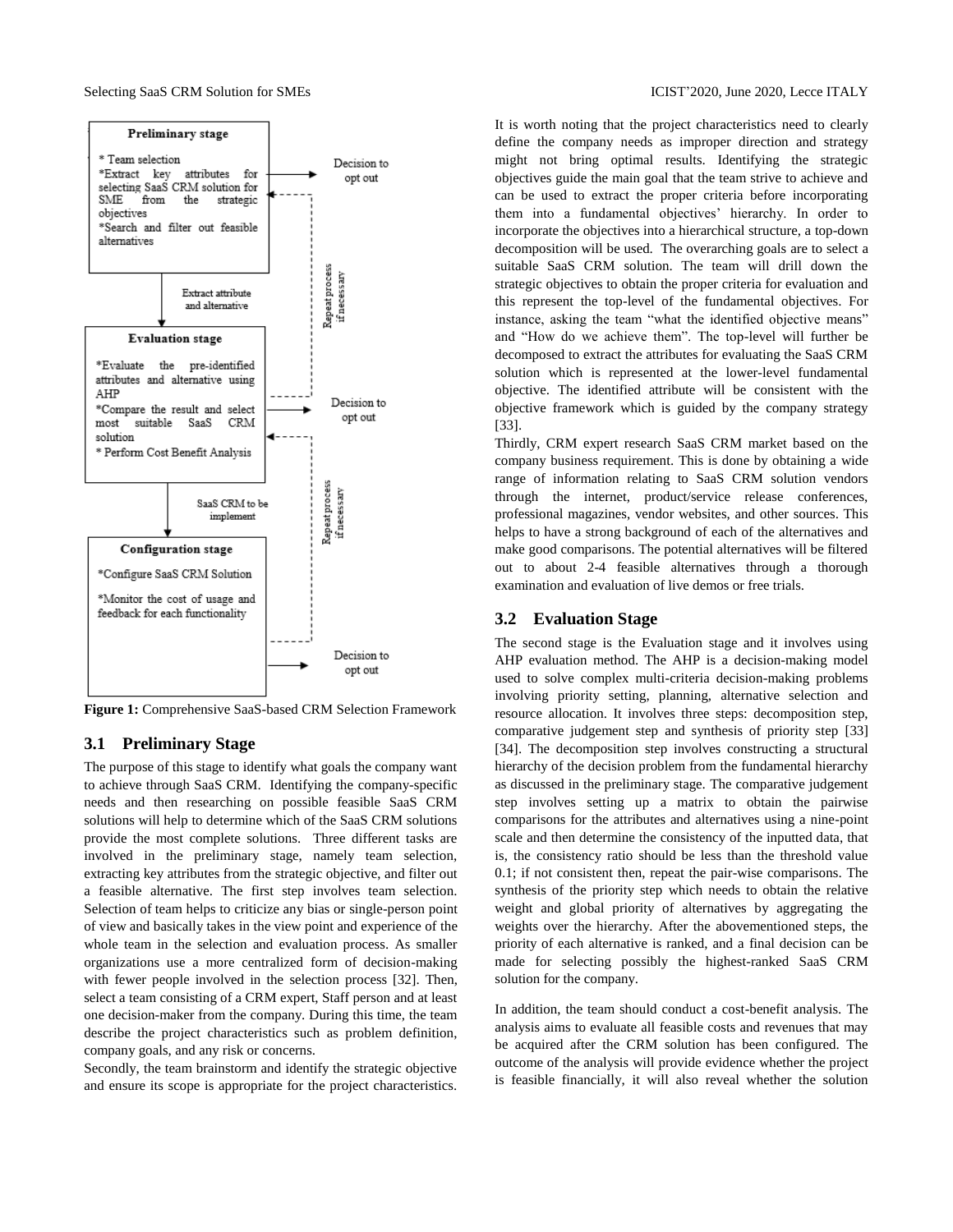Figure 1: Comprehensive SaaS-based CRM Selection Framework

### 3.1 Preliminary Stage

The purpose of this stage to identify what goals the company want to achieve through SaaS CRM. Identifying the company-specific needs and then researching on possible feasible SaaS CRM solutions will help to determine which of the SaaS CRM solutions provide the most complete solutions. Three different tasks are involved in the preliminary stage, namely team selection, extracting key attributes from the strategic objective, and filter out a feasible alternative. The first step involves team selection. Selection of team helps to criticize any bias or single-person point of view and basically takes in the view point and experience of the whole team in the selection and evaluation process. As smaller organizations use a more centralized form of decision-making with fewer people involved in the selection process [32]. Then, select a team consisting of a CRM expert, Staff person and at least one decision-maker from the company. During this time, the team describe the project characteristics such as problem definition, company goals, and any risk or concerns.

Secondly, the team brainstorm and identify the strategic objective and ensure its scope is appropriate for the project characteristics. It is worth noting that the project characteristics need to clearly define the company needs as improper direction and strategy might not bring optimal results. Identifying the strategic objectives guide the main goal that the team strive to achieve and can be used to extract the proper criteria before incorporating them into a fundamental objectives' hierarchy. In order to incorporate the objectives into a hierarchical structure, a top-down decomposition will be used. The overarching goals are to select a suitable SaaS CRM solution. The team will drill down the strategic objectives to obtain the proper criteria for evaluation and this represent the top-level of the fundamental objectives. For instance, asking the team "what the identified objective means" and "How do we achieve them". The top-level will further be decomposed to extract the attributes for evaluating the SaaS CRM solution which is represented at the lower-level fundamental objective. The identified attribute will be consistent with the objective framework which is guided by the company strategy [33].

Thirdly, CRM expert research SaaS CRM market based on the company business requirement. This is done by obtaining a wide range of information relating to SaaS CRM solution vendors through the internet, product/service release conferences, professional magazines, vendor websites, and other sources. This helps to have a strong background of each of the alternatives and make good comparisons. The potential alternatives will be filtered out to about 2-4 feasible alternatives through a thorough examination and evaluation of live demos or free trials.

### 3.2 Evaluation Stage

The second stage is the Evaluation stage and it involves using AHP evaluation method. The AHP is a decision-making model used to solve complex multi-criteria decision-making problems involving priority setting, planning, alternative selection and resource allocation. It involves three steps: decomposition step, comparative judgement step and synthesis of priority step [33] [34]. The decomposition step involves constructing a structural hierarchy of the decision problem from the fundamental hierarchy as discussed in the preliminary stage. The comparative judgement step involves setting up a matrix to obtain the pairwise comparisons for the attributes and alternatives using a nine-point scale and then determine the consistency of the inputted data, that is, the consistency ratio should be less than the threshold value 0.1; if not consistent then, repeat the pair-wise comparisons. The synthesis of the priority step which needs to obtain the relative weight and global priority of alternatives by aggregating the weights over the hierarchy. After the abovementioned steps, the priority of each alternative is ranked, and a final decision can be made for selecting possibly the highest-ranked SaaS CRM solution for the company.

In addition, the team should conduct a cost-benefit analysis. The analysis aims to evaluate all feasible costs and revenues that may be acquired after the CRM solution has been configured. The outcome of the analysis will provide evidence whether the project is feasible financially, it will also reveal whether the solution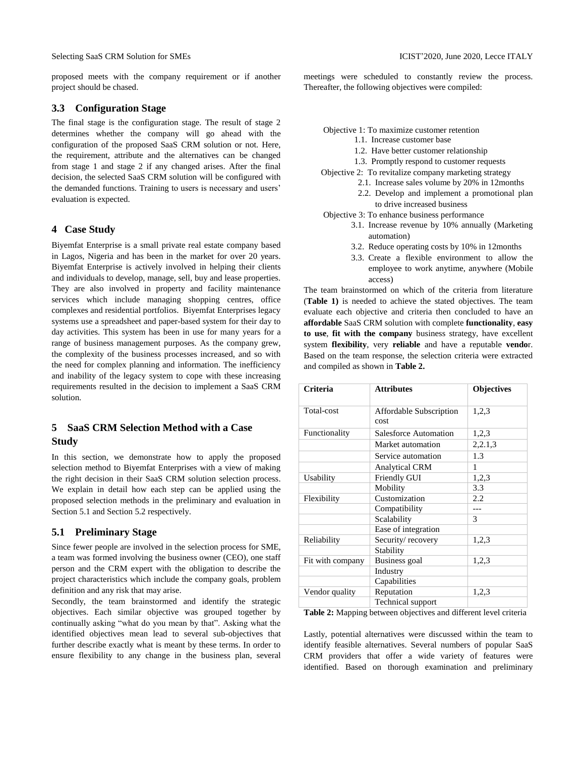proposed meets with the company requirement or if another project should be chased.

### 3.3 Configuration Stage

The final stage is the configuration stage. The result of stage 2 determines whether the company will go ahead with the configuration of the proposed SaaS CRM solution or not. Here, the requirement, attribute and the alternatives can be changed from stage 1 and stage 2 if any changed arises. After the final decision, the selected SaaS CRM solution will be configured with the demanded functions. Training to users is necessary and users' evaluation is expected.

## 4 Case Study

Biyemfat Enterprise is a small private real estate company based in Lagos, Nigeria and has been in the market for over 20 years. Biyemfat Enterprise is actively involved in helping their clients and individuals to develop, manage, sell, buy and lease properties. They are also involved in property and facility maintenance services which include managing shopping centres, office complexes and residential portfolios. Biyemfat Enterprises legacy systems use a spreadsheet and paper-based system for their day to day activities. This system has been in use for many years for a range of business management purposes. As the company grew, the complexity of the business processes increased, and so with the need for complex planning and information. The inefficiency and inability of the legacy system to cope with these increasing requirements resulted in the decision to implement a SaaS CRM solution.

## 5 SaaS CRM Selection Method with a Case Study

In this section, we demonstrate how to apply the proposed selection method to Biyemfat Enterprises with a view of making the right decision in their SaaS CRM solution selection process. We explain in detail how each step can be applied using the proposed selection methods in the preliminary and evaluation in Section 5.1 and Section 5.2 respectively.

### 5.1 Preliminary Stage

Since fewer people are involved in the selection process for SME, a team was formed involving the business owner (CEO), one staff person and the CRM expert with the obligation to describe the project characteristics which include the company goals, problem definition and any risk that may arise.

Secondly, the team brainstormed and identify the strategic objectives. Each similar objective was grouped together by continually asking "what do you mean by that". Asking what the identified objectives mean lead to several sub-objectives that further describe exactly what is meant by these terms. In order to ensure flexibility to any change in the business plan, several meetings were scheduled to constantly review the process. Thereafter, the following objectives were compiled:

- Objective 1: To maximize customer retention
  - 1.1. Increase customer base
  - 1.2. Have better customer relationship
  - 1.3. Promptly respond to customer requests
- Objective 2: To revitalize company marketing strategy
  - 2.1. Increase sales volume by 20% in 12months
  - 2.2. Develop and implement a promotional plan to drive increased business
- Objective 3: To enhance business performance
  - 3.1. Increase revenue by 10% annually (Marketing automation)
  - 3.2. Reduce operating costs by 10% in 12months
  - 3.3. Create a flexible environment to allow the employee to work anytime, anywhere (Mobile access)

The team brainstormed on which of the criteria from literature (**Table 1)** is needed to achieve the stated objectives. The team evaluate each objective and criteria then concluded to have an **affordable** SaaS CRM solution with complete **functionality**, **easy to use**, **fit with the company** business strategy, have excellent system **flexibility**, very **reliable** and have a reputable **vendo**r. Based on the team response, the selection criteria were extracted and compiled as shown in **Table 2.**

| Criteria | Attributes | Objectives |
|---|---|---|
| Total-cost | Affordable Subscription cost | 1,2,3 |
| Functionality | Salesforce Automation | 1,2,3 |
| | Market automation | 2,2.1,3 |
| | Service automation | 1.3 |
| | Analytical CRM | 1 |
| Usability | Friendly GUI | 1,2,3 |
| | Mobility | 3.3 |
| Flexibility | Customization | 2.2 |
| | Compatibility | --- |
| | Scalability | 3 |
| | Ease of integration | |
| Reliability | Security/ recovery | 1,2,3 |
| | Stability | |
| Fit with company | Business goal | 1,2,3 |
| | Industry | |
| | Capabilities | |
| Vendor quality | Reputation | 1,2,3 |
| | Technical support | |

**Table 2:** Mapping between objectives and different level criteria

Lastly, potential alternatives were discussed within the team to identify feasible alternatives. Several numbers of popular SaaS CRM providers that offer a wide variety of features were identified. Based on thorough examination and preliminary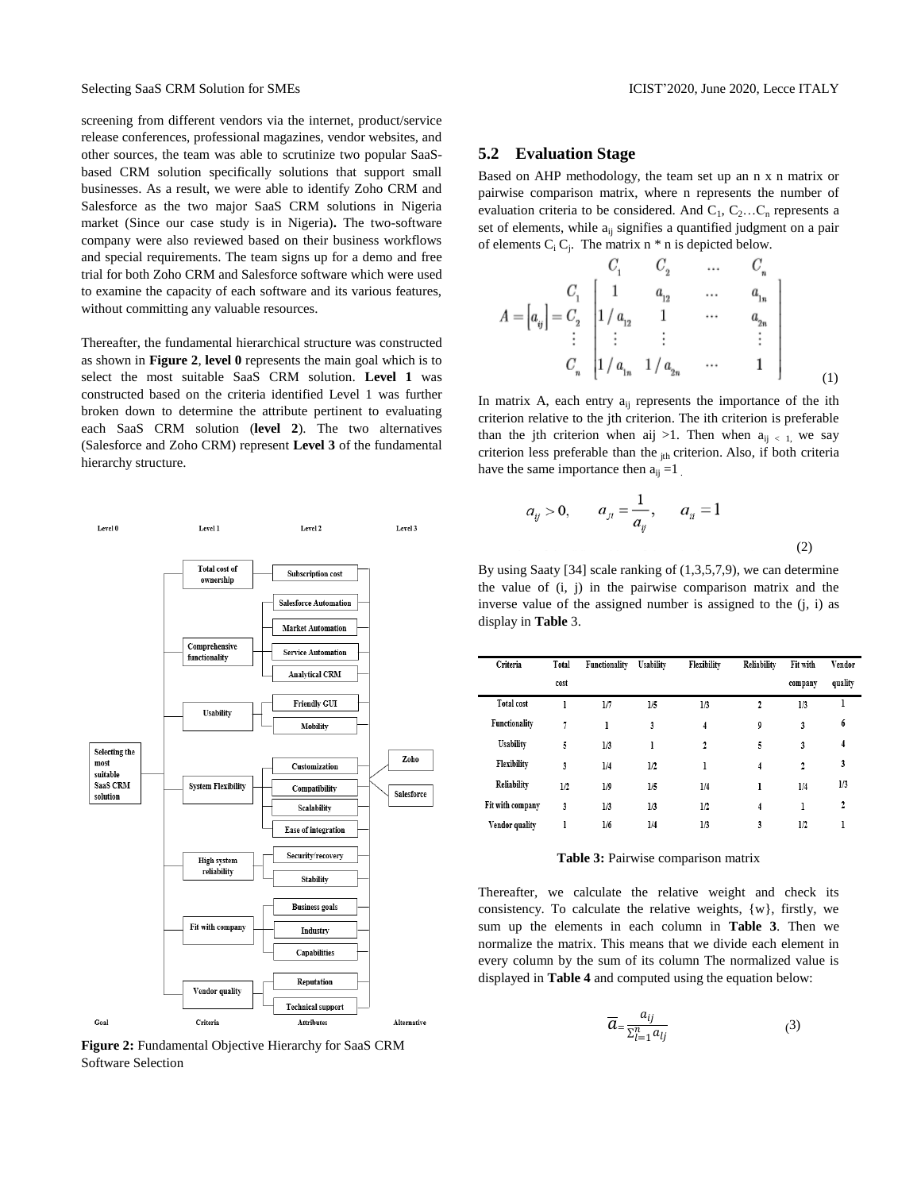screening from different vendors via the internet, product/service release conferences, professional magazines, vendor websites, and other sources, the team was able to scrutinize two popular SaaS-based CRM solution specifically solutions that support small businesses. As a result, we were able to identify Zoho CRM and Salesforce as the two major SaaS CRM solutions in Nigeria market (Since our case study is in Nigeria)**.** The two-software company were also reviewed based on their business workflows and special requirements. The team signs up for a demo and free trial for both Zoho CRM and Salesforce software which were used to examine the capacity of each software and its various features, without committing any valuable resources.

Thereafter, the fundamental hierarchical structure was constructed as shown in **Figure 2**, **level 0** represents the main goal which is to select the most suitable SaaS CRM solution. **Level 1** was constructed based on the criteria identified Level 1 was further broken down to determine the attribute pertinent to evaluating each SaaS CRM solution (**level 2**). The two alternatives (Salesforce and Zoho CRM) represent **Level 3** of the fundamental hierarchy structure.

Level 0 | Level 1 | Level 2 | Level 3

Selecting the most suitable SaaS CRM solution

- Total cost of ownership
  - Subscription cost
- Comprehensive functionality
  - Salesforce Automation
  - Market Automation
  - Service Automation
  - Analytical CRM
- Usability
  - Friendly GUI
  - Mobility
- System Flexibility
  - Customization
  - Compatibility
  - Scalability
  - Ease of integration
- High system reliability
  - Security/recovery
  - Stability
- Fit with company
  - Business goals
  - Industry
  - Capabilities
- Vendor quality
  - Reputation
  - Technical support

Alternatives: Zoho, Salesforce

Goal | Criteria | Attributes | Alternative

**Figure 2:** Fundamental Objective Hierarchy for SaaS CRM Software Selection

## 5.2 Evaluation Stage

Based on AHP methodology, the team set up an n x n matrix or pairwise comparison matrix, where n represents the number of evaluation criteria to be considered. And $C_1, C_2 \dots C_n$ represents a set of elements, while $a_{ij}$ signifies a quantified judgment on a pair of elements $C_i$ $C_j$. The matrix n * n is depicted below.

$$A = [a_{ij}] = \begin{array}{c} \\ C_1 \\ C_2 \\ \vdots \\ C_n \end{array} \begin{array}{c} \begin{array}{cccc} C_1 & C_2 & \cdots & C_n \end{array} \\ \begin{bmatrix} 1 & a_{12} & \cdots & a_{1n} \\ 1/a_{12} & 1 & \cdots & a_{2n} \\ \vdots & \vdots & & \vdots \\ 1/a_{1n} & 1/a_{2n} & \cdots & 1 \end{bmatrix} \end{array} \tag{1}$$

In matrix A, each entry $a_{ij}$ represents the importance of the ith criterion relative to the jth criterion. The ith criterion is preferable than the jth criterion when aij >1. Then when $a_{ij} < 1$, we say criterion less preferable than the $_{jth}$ criterion. Also, if both criteria have the same importance then $a_{ij} = 1$.

$$a_{ij} > 0, \quad a_{jt} = \frac{1}{a_{ij}}, \quad a_{ii} = 1 \tag{2}$$

By using Saaty [34] scale ranking of (1,3,5,7,9), we can determine the value of (i, j) in the pairwise comparison matrix and the inverse value of the assigned number is assigned to the (j, i) as display in **Table** 3.

| Criteria | Total cost | Functionality | Usability | Flexibility | Reliability | Fit with company | Vendor quality |
|---|---|---|---|---|---|---|---|
| Total cost | 1 | 1/7 | 1/5 | 1/3 | 2 | 1/3 | 1 |
| Functionality | 7 | 1 | 3 | 4 | 9 | 3 | 6 |
| Usability | 5 | 1/3 | 1 | 2 | 5 | 3 | 4 |
| Flexibility | 3 | 1/4 | 1/2 | 1 | 4 | 2 | 3 |
| Reliability | 1/2 | 1/9 | 1/5 | 1/4 | 1 | 1/4 | 1/3 |
| Fit with company | 3 | 1/3 | 1/3 | 1/2 | 4 | 1 | 2 |
| Vendor quality | 1 | 1/6 | 1/4 | 1/3 | 3 | 1/2 | 1 |

**Table 3:** Pairwise comparison matrix

Thereafter, we calculate the relative weight and check its consistency. To calculate the relative weights, {w}, firstly, we sum up the elements in each column in **Table 3**. Then we normalize the matrix. This means that we divide each element in every column by the sum of its column The normalized value is displayed in **Table 4** and computed using the equation below:

$$\overline{a} = \frac{a_{ij}}{\sum_{l=1}^{n} a_{lj}} \tag{3}$$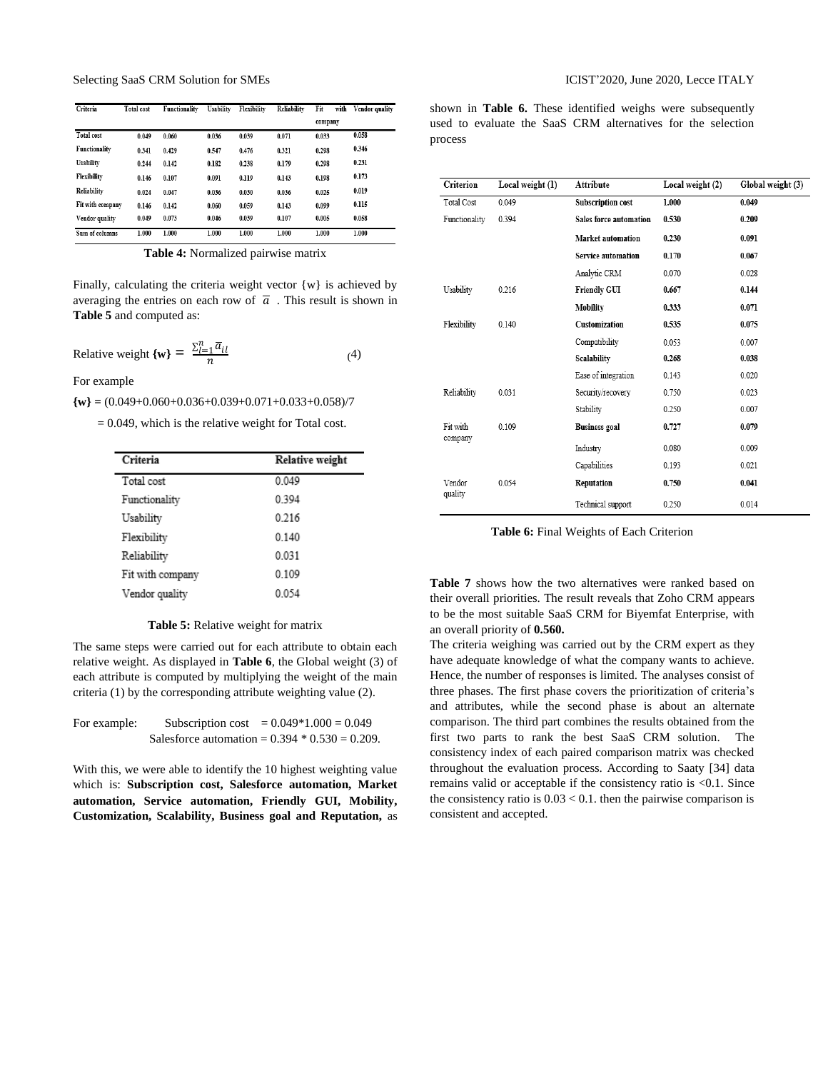| Criteria | Total cost | Functionality | Usability | Flexibility | Reliability | Fit with company | Vendor quality |
|---|---|---|---|---|---|---|---|
| Total cost | 0.049 | 0.060 | 0.036 | 0.039 | 0.071 | 0.033 | 0.058 |
| Functionality | 0.341 | 0.429 | 0.547 | 0.476 | 0.321 | 0.298 | 0.346 |
| Usability | 0.244 | 0.142 | 0.182 | 0.238 | 0.179 | 0.298 | 0.231 |
| Flexibility | 0.146 | 0.107 | 0.091 | 0.119 | 0.143 | 0.198 | 0.173 |
| Reliability | 0.024 | 0.047 | 0.036 | 0.030 | 0.036 | 0.025 | 0.019 |
| Fit with company | 0.146 | 0.142 | 0.060 | 0.059 | 0.143 | 0.099 | 0.115 |
| Vendor quality | 0.049 | 0.073 | 0.046 | 0.039 | 0.107 | 0.005 | 0.058 |
| Sum of columns | 1.000 | 1.000 | 1.000 | 1.000 | 1.000 | 1.000 | 1.000 |

**Table 4:** Normalized pairwise matrix

Finally, calculating the criteria weight vector {w} is achieved by averaging the entries on each row of $\bar{a}$ . This result is shown in **Table 5** and computed as:

$$\text{Relative weight } \{\mathbf{w}\} = \frac{\sum_{l=1}^{n} \bar{a}_{il}}{n} \quad (4)$$

For example

**{w} =** (0.049+0.060+0.036+0.039+0.071+0.033+0.058)/7

= 0.049, which is the relative weight for Total cost.

| Criteria | Relative weight |
|---|---|
| Total cost | 0.049 |
| Functionality | 0.394 |
| Usability | 0.216 |
| Flexibility | 0.140 |
| Reliability | 0.031 |
| Fit with company | 0.109 |
| Vendor quality | 0.054 |

**Table 5:** Relative weight for matrix

The same steps were carried out for each attribute to obtain each relative weight. As displayed in **Table 6**, the Global weight (3) of each attribute is computed by multiplying the weight of the main criteria (1) by the corresponding attribute weighting value (2).

For example: Subscription cost = 0.049*1.000 = 0.049
Salesforce automation = 0.394 * 0.530 = 0.209.

With this, we were able to identify the 10 highest weighting value which is: **Subscription cost, Salesforce automation, Market automation, Service automation, Friendly GUI, Mobility, Customization, Scalability, Business goal and Reputation,** as shown in **Table 6.** These identified weighs were subsequently used to evaluate the SaaS CRM alternatives for the selection process

| Criterion | Local weight (1) | Attribute | Local weight (2) | Global weight (3) |
|---|---|---|---|---|
| Total Cost | 0.049 | **Subscription cost** | **1.000** | **0.049** |
| Functionality | 0.394 | **Sales force automation** | **0.530** | **0.209** |
| | | **Market automation** | **0.230** | **0.091** |
| | | **Service automation** | **0.170** | **0.067** |
| | | Analytic CRM | 0.070 | 0.028 |
| Usability | 0.216 | **Friendly GUI** | **0.667** | **0.144** |
| | | **Mobility** | **0.333** | **0.071** |
| Flexibility | 0.140 | **Customization** | **0.535** | **0.075** |
| | | Compatibility | 0.053 | 0.007 |
| | | **Scalability** | **0.268** | **0.038** |
| | | Ease of integration | 0.143 | 0.020 |
| Reliability | 0.031 | Security/recovery | 0.750 | 0.023 |
| | | Stability | 0.250 | 0.007 |
| Fit with company | 0.109 | **Business goal** | **0.727** | **0.079** |
| | | Industry | 0.080 | 0.009 |
| | | Capabilities | 0.193 | 0.021 |
| Vendor quality | 0.054 | **Reputation** | **0.750** | **0.041** |
| | | Technical support | 0.250 | 0.014 |

**Table 6:** Final Weights of Each Criterion

**Table 7** shows how the two alternatives were ranked based on their overall priorities. The result reveals that Zoho CRM appears to be the most suitable SaaS CRM for Biyemfat Enterprise, with an overall priority of **0.560.**

The criteria weighing was carried out by the CRM expert as they have adequate knowledge of what the company wants to achieve. Hence, the number of responses is limited. The analyses consist of three phases. The first phase covers the prioritization of criteria's and attributes, while the second phase is about an alternate comparison. The third part combines the results obtained from the first two parts to rank the best SaaS CRM solution. The consistency index of each paired comparison matrix was checked throughout the evaluation process. According to Saaty [34] data remains valid or acceptable if the consistency ratio is <0.1. Since the consistency ratio is 0.03 < 0.1. then the pairwise comparison is consistent and accepted.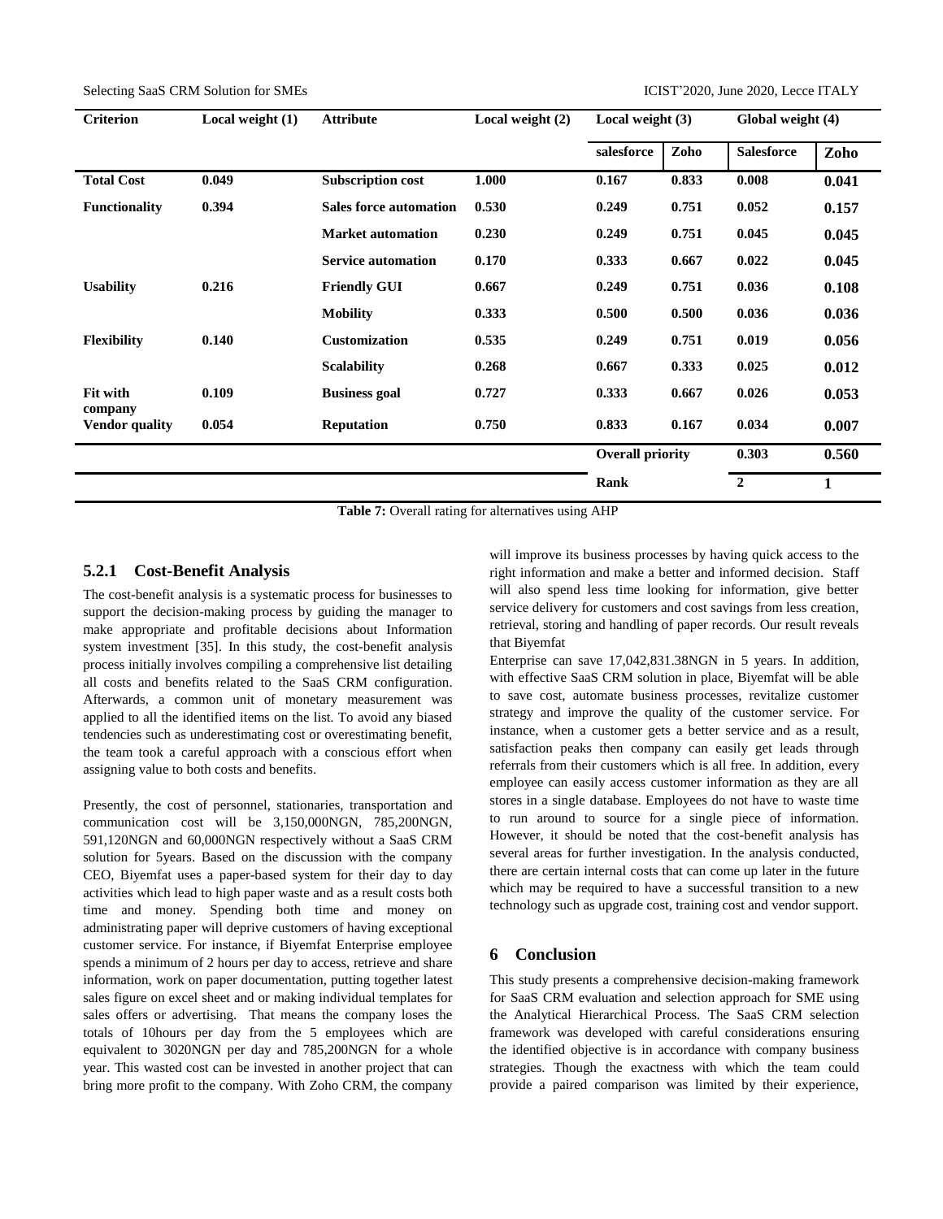| Criterion | Local weight (1) | Attribute | Local weight (2) | Local weight (3) | | Global weight (4) | |
|---|---|---|---|---|---|---|---|
| | | | | salesforce | Zoho | Salesforce | Zoho |
| **Total Cost** | **0.049** | **Subscription cost** | **1.000** | **0.167** | **0.833** | **0.008** | **0.041** |
| **Functionality** | **0.394** | **Sales force automation** | **0.530** | **0.249** | **0.751** | **0.052** | **0.157** |
| | | **Market automation** | **0.230** | **0.249** | **0.751** | **0.045** | **0.045** |
| | | **Service automation** | **0.170** | **0.333** | **0.667** | **0.022** | **0.045** |
| **Usability** | **0.216** | **Friendly GUI** | **0.667** | **0.249** | **0.751** | **0.036** | **0.108** |
| | | **Mobility** | **0.333** | **0.500** | **0.500** | **0.036** | **0.036** |
| **Flexibility** | **0.140** | **Customization** | **0.535** | **0.249** | **0.751** | **0.019** | **0.056** |
| | | **Scalability** | **0.268** | **0.667** | **0.333** | **0.025** | **0.012** |
| **Fit with company** | **0.109** | **Business goal** | **0.727** | **0.333** | **0.667** | **0.026** | **0.053** |
| **Vendor quality** | **0.054** | **Reputation** | **0.750** | **0.833** | **0.167** | **0.034** | **0.007** |
| | | | | **Overall priority** | | **0.303** | **0.560** |
| | | | | **Rank** | | **2** | **1** |

**Table 7:** Overall rating for alternatives using AHP

### 5.2.1 Cost-Benefit Analysis

The cost-benefit analysis is a systematic process for businesses to support the decision-making process by guiding the manager to make appropriate and profitable decisions about Information system investment [35]. In this study, the cost-benefit analysis process initially involves compiling a comprehensive list detailing all costs and benefits related to the SaaS CRM configuration. Afterwards, a common unit of monetary measurement was applied to all the identified items on the list. To avoid any biased tendencies such as underestimating cost or overestimating benefit, the team took a careful approach with a conscious effort when assigning value to both costs and benefits.

Presently, the cost of personnel, stationaries, transportation and communication cost will be 3,150,000NGN, 785,200NGN, 591,120NGN and 60,000NGN respectively without a SaaS CRM solution for 5years. Based on the discussion with the company CEO, Biyemfat uses a paper-based system for their day to day activities which lead to high paper waste and as a result costs both time and money. Spending both time and money on administrating paper will deprive customers of having exceptional customer service. For instance, if Biyemfat Enterprise employee spends a minimum of 2 hours per day to access, retrieve and share information, work on paper documentation, putting together latest sales figure on excel sheet and or making individual templates for sales offers or advertising. That means the company loses the totals of 10hours per day from the 5 employees which are equivalent to 3020NGN per day and 785,200NGN for a whole year. This wasted cost can be invested in another project that can bring more profit to the company. With Zoho CRM, the company will improve its business processes by having quick access to the right information and make a better and informed decision. Staff will also spend less time looking for information, give better service delivery for customers and cost savings from less creation, retrieval, storing and handling of paper records. Our result reveals that Biyemfat

Enterprise can save 17,042,831.38NGN in 5 years. In addition, with effective SaaS CRM solution in place, Biyemfat will be able to save cost, automate business processes, revitalize customer strategy and improve the quality of the customer service. For instance, when a customer gets a better service and as a result, satisfaction peaks then company can easily get leads through referrals from their customers which is all free. In addition, every employee can easily access customer information as they are all stores in a single database. Employees do not have to waste time to run around to source for a single piece of information. However, it should be noted that the cost-benefit analysis has several areas for further investigation. In the analysis conducted, there are certain internal costs that can come up later in the future which may be required to have a successful transition to a new technology such as upgrade cost, training cost and vendor support.

## 6 Conclusion

This study presents a comprehensive decision-making framework for SaaS CRM evaluation and selection approach for SME using the Analytical Hierarchical Process. The SaaS CRM selection framework was developed with careful considerations ensuring the identified objective is in accordance with company business strategies. Though the exactness with which the team could provide a paired comparison was limited by their experience,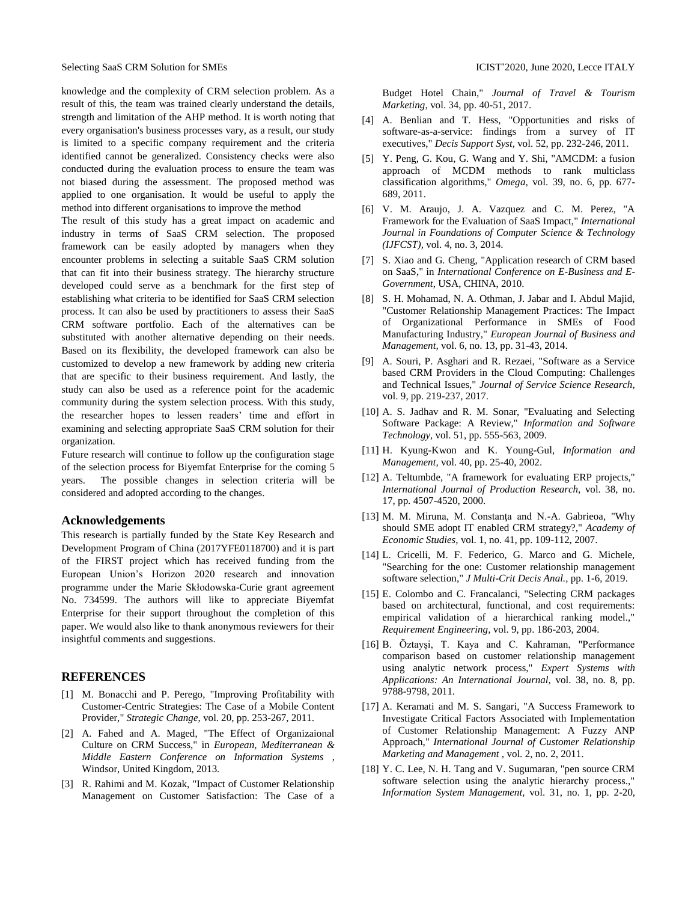knowledge and the complexity of CRM selection problem. As a result of this, the team was trained clearly understand the details, strength and limitation of the AHP method. It is worth noting that every organisation's business processes vary, as a result, our study is limited to a specific company requirement and the criteria identified cannot be generalized. Consistency checks were also conducted during the evaluation process to ensure the team was not biased during the assessment. The proposed method was applied to one organisation. It would be useful to apply the method into different organisations to improve the method

The result of this study has a great impact on academic and industry in terms of SaaS CRM selection. The proposed framework can be easily adopted by managers when they encounter problems in selecting a suitable SaaS CRM solution that can fit into their business strategy. The hierarchy structure developed could serve as a benchmark for the first step of establishing what criteria to be identified for SaaS CRM selection process. It can also be used by practitioners to assess their SaaS CRM software portfolio. Each of the alternatives can be substituted with another alternative depending on their needs. Based on its flexibility, the developed framework can also be customized to develop a new framework by adding new criteria that are specific to their business requirement. And lastly, the study can also be used as a reference point for the academic community during the system selection process. With this study, the researcher hopes to lessen readers' time and effort in examining and selecting appropriate SaaS CRM solution for their organization.

Future research will continue to follow up the configuration stage of the selection process for Biyemfat Enterprise for the coming 5 years. The possible changes in selection criteria will be considered and adopted according to the changes.

## Acknowledgements

This research is partially funded by the State Key Research and Development Program of China (2017YFE0118700) and it is part of the FIRST project which has received funding from the European Union's Horizon 2020 research and innovation programme under the Marie Skłodowska-Curie grant agreement No. 734599. The authors will like to appreciate Biyemfat Enterprise for their support throughout the completion of this paper. We would also like to thank anonymous reviewers for their insightful comments and suggestions.

## REFERENCES

[1] M. Bonacchi and P. Perego, "Improving Profitability with Customer-Centric Strategies: The Case of a Mobile Content Provider," *Strategic Change,* vol. 20, pp. 253-267, 2011.

[2] A. Fahed and A. Maged, "The Effect of Organizaional Culture on CRM Success," in *European, Mediterranean & Middle Eastern Conference on Information Systems ,* Windsor, United Kingdom, 2013.

[3] R. Rahimi and M. Kozak, "Impact of Customer Relationship Management on Customer Satisfaction: The Case of a Budget Hotel Chain," *Journal of Travel & Tourism Marketing,* vol. 34, pp. 40-51, 2017.

[4] A. Benlian and T. Hess, "Opportunities and risks of software-as-a-service: findings from a survey of IT executives," *Decis Support Syst,* vol. 52, pp. 232-246, 2011.

[5] Y. Peng, G. Kou, G. Wang and Y. Shi, "AMCDM: a fusion approach of MCDM methods to rank multiclass classification algorithms," *Omega,* vol. 39, no. 6, pp. 677-689, 2011.

[6] V. M. Araujo, J. A. Vazquez and C. M. Perez, "A Framework for the Evaluation of SaaS Impact," *International Journal in Foundations of Computer Science & Technology (IJFCST),* vol. 4, no. 3, 2014.

[7] S. Xiao and G. Cheng, "Application research of CRM based on SaaS," in *International Conference on E-Business and E-Government,* USA, CHINA, 2010.

[8] S. H. Mohamad, N. A. Othman, J. Jabar and I. Abdul Majid, "Customer Relationship Management Practices: The Impact of Organizational Performance in SMEs of Food Manufacturing Industry," *European Journal of Business and Management,* vol. 6, no. 13, pp. 31-43, 2014.

[9] A. Souri, P. Asghari and R. Rezaei, "Software as a Service based CRM Providers in the Cloud Computing: Challenges and Technical Issues," *Journal of Service Science Research,* vol. 9, pp. 219-237, 2017.

[10] A. S. Jadhav and R. M. Sonar, "Evaluating and Selecting Software Package: A Review," *Information and Software Technology,* vol. 51, pp. 555-563, 2009.

[11] H. Kyung-Kwon and K. Young-Gul, *Information and Management,* vol. 40, pp. 25-40, 2002.

[12] A. Teltumbde, "A framework for evaluating ERP projects," *International Journal of Production Research,* vol. 38, no. 17, pp. 4507-4520, 2000.

[13] M. M. Miruna, M. Constanţa and N.-A. Gabrieoa, "Why should SME adopt IT enabled CRM strategy?," *Academy of Economic Studies,* vol. 1, no. 41, pp. 109-112, 2007.

[14] L. Cricelli, M. F. Federico, G. Marco and G. Michele, "Searching for the one: Customer relationship management software selection," *J Multi-Crit Decis Anal.,* pp. 1-6, 2019.

[15] E. Colombo and C. Francalanci, "Selecting CRM packages based on architectural, functional, and cost requirements: empirical validation of a hierarchical ranking model.," *Requirement Engineering,* vol. 9, pp. 186-203, 2004.

[16] B. Öztayşi, T. Kaya and C. Kahraman, "Performance comparison based on customer relationship management using analytic network process," *Expert Systems with Applications: An International Journal,* vol. 38, no. 8, pp. 9788-9798, 2011.

[17] A. Keramati and M. S. Sangari, "A Success Framework to Investigate Critical Factors Associated with Implementation of Customer Relationship Management: A Fuzzy ANP Approach," *International Journal of Customer Relationship Marketing and Management ,* vol. 2, no. 2, 2011.

[18] Y. C. Lee, N. H. Tang and V. Sugumaran, "pen source CRM software selection using the analytic hierarchy process.," *Information System Management*, vol. 31, no. 1, pp. 2-20,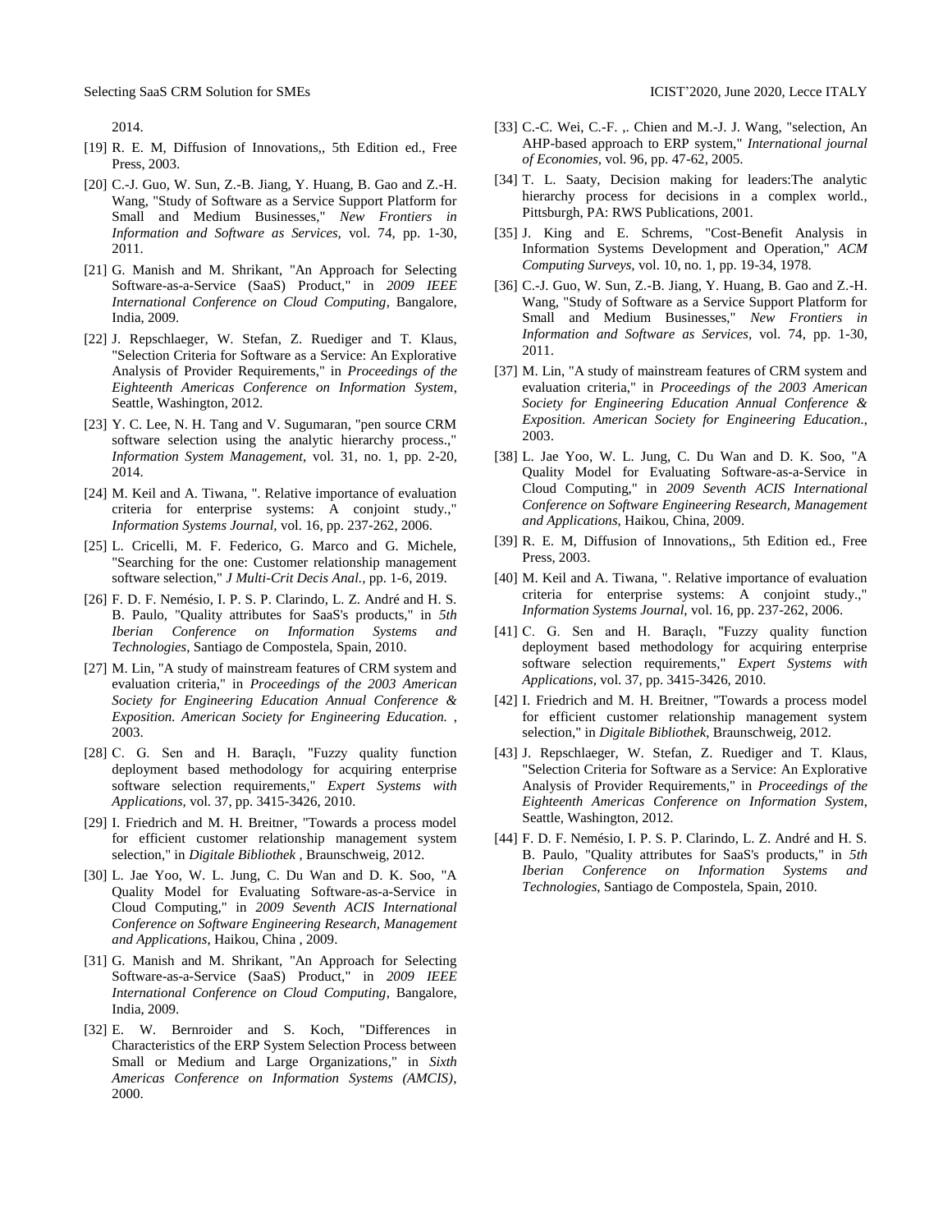2014.

[19] R. E. M, Diffusion of Innovations,, 5th Edition ed., Free Press, 2003.

[20] C.-J. Guo, W. Sun, Z.-B. Jiang, Y. Huang, B. Gao and Z.-H. Wang, "Study of Software as a Service Support Platform for Small and Medium Businesses," *New Frontiers in Information and Software as Services,* vol. 74, pp. 1-30, 2011.

[21] G. Manish and M. Shrikant, "An Approach for Selecting Software-as-a-Service (SaaS) Product," in *2009 IEEE International Conference on Cloud Computing*, Bangalore, India, 2009.

[22] J. Repschlaeger, W. Stefan, Z. Ruediger and T. Klaus, "Selection Criteria for Software as a Service: An Explorative Analysis of Provider Requirements," in *Proceedings of the Eighteenth Americas Conference on Information System*, Seattle, Washington, 2012.

[23] Y. C. Lee, N. H. Tang and V. Sugumaran, "pen source CRM software selection using the analytic hierarchy process.," *Information System Management,* vol. 31, no. 1, pp. 2-20, 2014.

[24] M. Keil and A. Tiwana, ". Relative importance of evaluation criteria for enterprise systems: A conjoint study.," *Information Systems Journal,* vol. 16, pp. 237-262, 2006.

[25] L. Cricelli, M. F. Federico, G. Marco and G. Michele, "Searching for the one: Customer relationship management software selection," *J Multi-Crit Decis Anal.,* pp. 1-6, 2019.

[26] F. D. F. Nemésio, I. P. S. P. Clarindo, L. Z. André and H. S. B. Paulo, "Quality attributes for SaaS's products," in *5th Iberian Conference on Information Systems and Technologies*, Santiago de Compostela, Spain, 2010.

[27] M. Lin, "A study of mainstream features of CRM system and evaluation criteria," in *Proceedings of the 2003 American Society for Engineering Education Annual Conference & Exposition. American Society for Engineering Education.* , 2003.

[28] C. G. Sen and H. Baraçlı, "Fuzzy quality function deployment based methodology for acquiring enterprise software selection requirements," *Expert Systems with Applications,* vol. 37, pp. 3415-3426, 2010.

[29] I. Friedrich and M. H. Breitner, "Towards a process model for efficient customer relationship management system selection," in *Digitale Bibliothek* , Braunschweig, 2012.

[30] L. Jae Yoo, W. L. Jung, C. Du Wan and D. K. Soo, "A Quality Model for Evaluating Software-as-a-Service in Cloud Computing," in *2009 Seventh ACIS International Conference on Software Engineering Research, Management and Applications*, Haikou, China , 2009.

[31] G. Manish and M. Shrikant, "An Approach for Selecting Software-as-a-Service (SaaS) Product," in *2009 IEEE International Conference on Cloud Computing*, Bangalore, India, 2009.

[32] E. W. Bernroider and S. Koch, "Differences in Characteristics of the ERP System Selection Process between Small or Medium and Large Organizations," in *Sixth Americas Conference on Information Systems (AMCIS)*, 2000.

[33] C.-C. Wei, C.-F. ,. Chien and M.-J. J. Wang, "selection, An AHP-based approach to ERP system," *International journal of Economies,* vol. 96, pp. 47-62, 2005.

[34] T. L. Saaty, Decision making for leaders:The analytic hierarchy process for decisions in a complex world., Pittsburgh, PA: RWS Publications, 2001.

[35] J. King and E. Schrems, "Cost-Benefit Analysis in Information Systems Development and Operation," *ACM Computing Surveys,* vol. 10, no. 1, pp. 19-34, 1978.

[36] C.-J. Guo, W. Sun, Z.-B. Jiang, Y. Huang, B. Gao and Z.-H. Wang, "Study of Software as a Service Support Platform for Small and Medium Businesses," *New Frontiers in Information and Software as Services*, vol. 74, pp. 1-30, 2011.

[37] M. Lin, "A study of mainstream features of CRM system and evaluation criteria," in *Proceedings of the 2003 American Society for Engineering Education Annual Conference & Exposition. American Society for Engineering Education.*, 2003.

[38] L. Jae Yoo, W. L. Jung, C. Du Wan and D. K. Soo, "A Quality Model for Evaluating Software-as-a-Service in Cloud Computing," in *2009 Seventh ACIS International Conference on Software Engineering Research, Management and Applications,* Haikou, China, 2009.

[39] R. E. M, Diffusion of Innovations,, 5th Edition ed., Free Press, 2003.

[40] M. Keil and A. Tiwana, ". Relative importance of evaluation criteria for enterprise systems: A conjoint study.," *Information Systems Journal,* vol. 16, pp. 237-262, 2006.

[41] C. G. Sen and H. Baraçlı, "Fuzzy quality function deployment based methodology for acquiring enterprise software selection requirements," *Expert Systems with Applications,* vol. 37, pp. 3415-3426, 2010.

[42] I. Friedrich and M. H. Breitner, "Towards a process model for efficient customer relationship management system selection," in *Digitale Bibliothek*, Braunschweig, 2012.

[43] J. Repschlaeger, W. Stefan, Z. Ruediger and T. Klaus, "Selection Criteria for Software as a Service: An Explorative Analysis of Provider Requirements," in *Proceedings of the Eighteenth Americas Conference on Information System*, Seattle, Washington, 2012.

[44] F. D. F. Nemésio, I. P. S. P. Clarindo, L. Z. André and H. S. B. Paulo, "Quality attributes for SaaS's products," in *5th Iberian Conference on Information Systems and Technologies*, Santiago de Compostela, Spain, 2010.